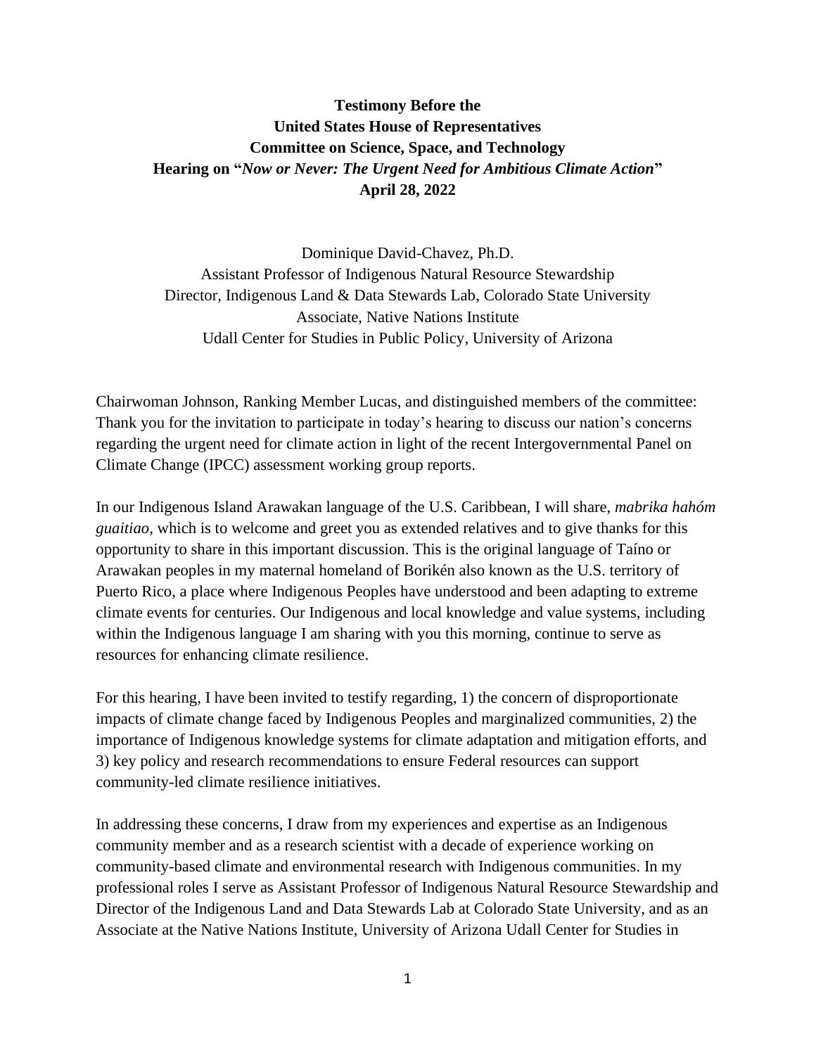**Testimony Before the**
**United States House of Representatives**
**Committee on Science, Space, and Technology**
**Hearing on "*Now or Never: The Urgent Need for Ambitious Climate Action*"**
**April 28, 2022**

Dominique David-Chavez, Ph.D.
Assistant Professor of Indigenous Natural Resource Stewardship
Director, Indigenous Land & Data Stewards Lab, Colorado State University
Associate, Native Nations Institute
Udall Center for Studies in Public Policy, University of Arizona

Chairwoman Johnson, Ranking Member Lucas, and distinguished members of the committee: Thank you for the invitation to participate in today's hearing to discuss our nation's concerns regarding the urgent need for climate action in light of the recent Intergovernmental Panel on Climate Change (IPCC) assessment working group reports.

In our Indigenous Island Arawakan language of the U.S. Caribbean, I will share, *mabrika hahóm guaitiao,* which is to welcome and greet you as extended relatives and to give thanks for this opportunity to share in this important discussion. This is the original language of Taíno or Arawakan peoples in my maternal homeland of Borikén also known as the U.S. territory of Puerto Rico, a place where Indigenous Peoples have understood and been adapting to extreme climate events for centuries. Our Indigenous and local knowledge and value systems, including within the Indigenous language I am sharing with you this morning, continue to serve as resources for enhancing climate resilience.

For this hearing, I have been invited to testify regarding, 1) the concern of disproportionate impacts of climate change faced by Indigenous Peoples and marginalized communities, 2) the importance of Indigenous knowledge systems for climate adaptation and mitigation efforts, and 3) key policy and research recommendations to ensure Federal resources can support community-led climate resilience initiatives.

In addressing these concerns, I draw from my experiences and expertise as an Indigenous community member and as a research scientist with a decade of experience working on community-based climate and environmental research with Indigenous communities. In my professional roles I serve as Assistant Professor of Indigenous Natural Resource Stewardship and Director of the Indigenous Land and Data Stewards Lab at Colorado State University, and as an Associate at the Native Nations Institute, University of Arizona Udall Center for Studies in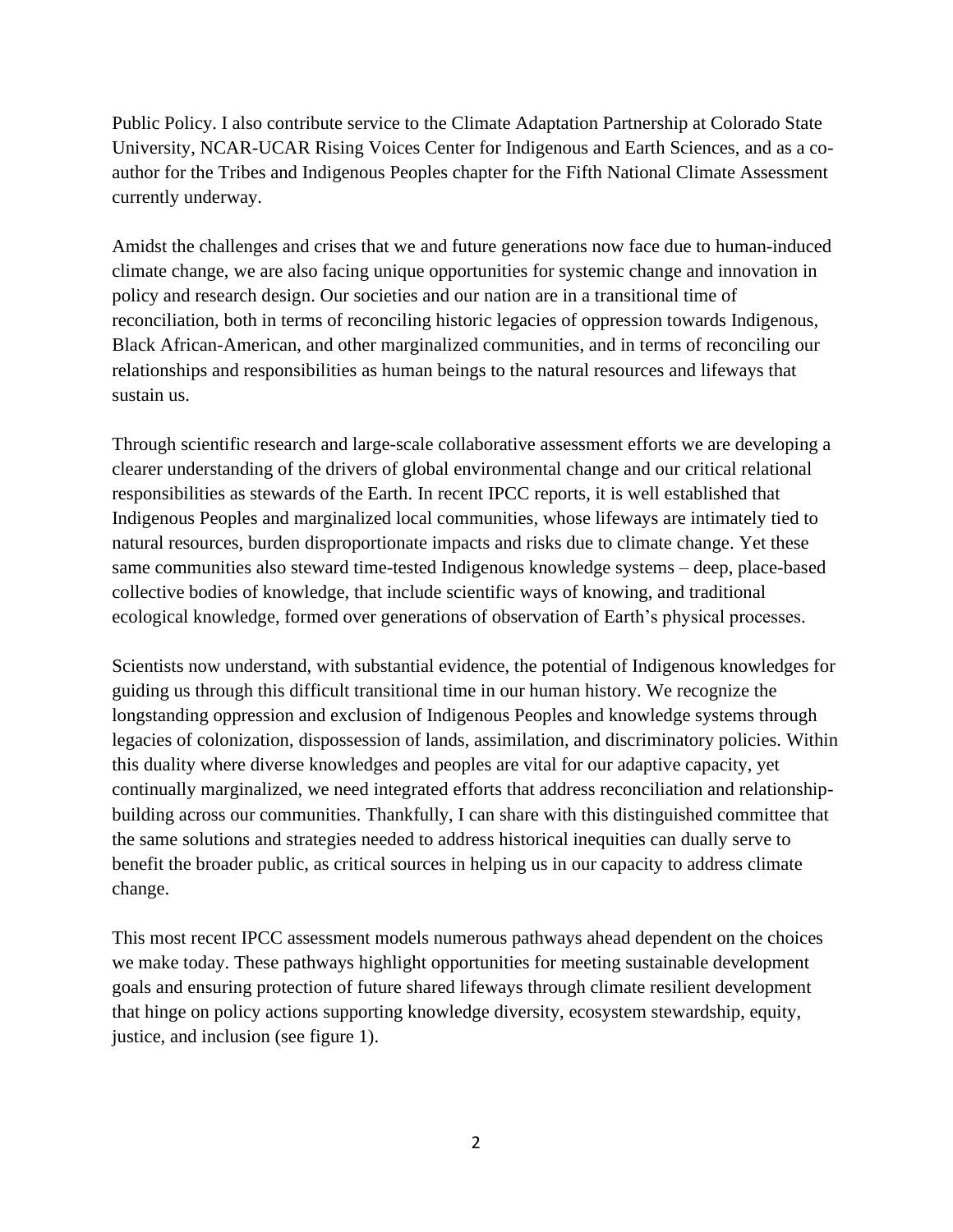Public Policy. I also contribute service to the Climate Adaptation Partnership at Colorado State University, NCAR-UCAR Rising Voices Center for Indigenous and Earth Sciences, and as a co-author for the Tribes and Indigenous Peoples chapter for the Fifth National Climate Assessment currently underway.

Amidst the challenges and crises that we and future generations now face due to human-induced climate change, we are also facing unique opportunities for systemic change and innovation in policy and research design. Our societies and our nation are in a transitional time of reconciliation, both in terms of reconciling historic legacies of oppression towards Indigenous, Black African-American, and other marginalized communities, and in terms of reconciling our relationships and responsibilities as human beings to the natural resources and lifeways that sustain us.

Through scientific research and large-scale collaborative assessment efforts we are developing a clearer understanding of the drivers of global environmental change and our critical relational responsibilities as stewards of the Earth. In recent IPCC reports, it is well established that Indigenous Peoples and marginalized local communities, whose lifeways are intimately tied to natural resources, burden disproportionate impacts and risks due to climate change. Yet these same communities also steward time-tested Indigenous knowledge systems – deep, place-based collective bodies of knowledge, that include scientific ways of knowing, and traditional ecological knowledge, formed over generations of observation of Earth's physical processes.

Scientists now understand, with substantial evidence, the potential of Indigenous knowledges for guiding us through this difficult transitional time in our human history. We recognize the longstanding oppression and exclusion of Indigenous Peoples and knowledge systems through legacies of colonization, dispossession of lands, assimilation, and discriminatory policies. Within this duality where diverse knowledges and peoples are vital for our adaptive capacity, yet continually marginalized, we need integrated efforts that address reconciliation and relationship-building across our communities. Thankfully, I can share with this distinguished committee that the same solutions and strategies needed to address historical inequities can dually serve to benefit the broader public, as critical sources in helping us in our capacity to address climate change.

This most recent IPCC assessment models numerous pathways ahead dependent on the choices we make today. These pathways highlight opportunities for meeting sustainable development goals and ensuring protection of future shared lifeways through climate resilient development that hinge on policy actions supporting knowledge diversity, ecosystem stewardship, equity, justice, and inclusion (see figure 1).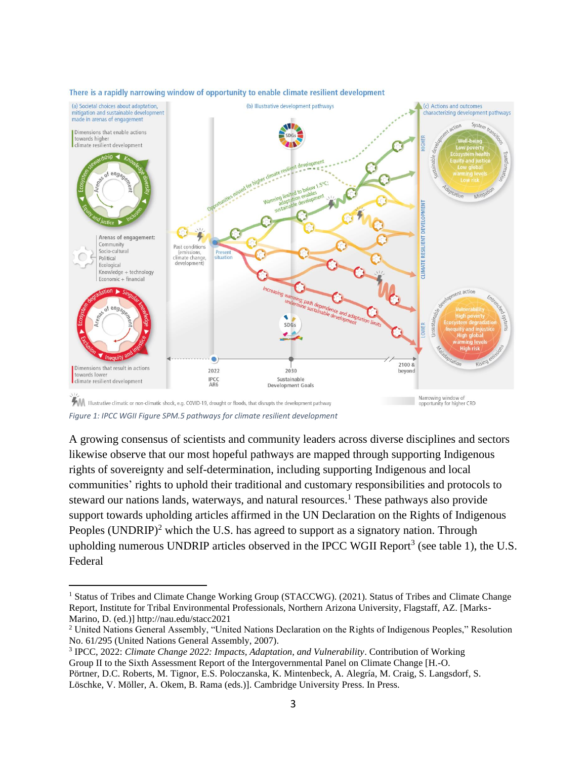Figure 1: IPCC WGII Figure SPM.5 pathways for climate resilient development

A growing consensus of scientists and community leaders across diverse disciplines and sectors likewise observe that our most hopeful pathways are mapped through supporting Indigenous rights of sovereignty and self-determination, including supporting Indigenous and local communities' rights to uphold their traditional and customary responsibilities and protocols to steward our nations lands, waterways, and natural resources.[1] These pathways also provide support towards upholding articles affirmed in the UN Declaration on the Rights of Indigenous Peoples (UNDRIP)[2] which the U.S. has agreed to support as a signatory nation. Through upholding numerous UNDRIP articles observed in the IPCC WGII Report[3] (see table 1), the U.S. Federal

---

[1] Status of Tribes and Climate Change Working Group (STACCWG). (2021). Status of Tribes and Climate Change Report, Institute for Tribal Environmental Professionals, Northern Arizona University, Flagstaff, AZ. [Marks-Marino, D. (ed.)] http://nau.edu/stacc2021

[2] United Nations General Assembly, "United Nations Declaration on the Rights of Indigenous Peoples," Resolution No. 61/295 (United Nations General Assembly, 2007).

[3] IPCC, 2022: *Climate Change 2022: Impacts, Adaptation, and Vulnerability*. Contribution of Working Group II to the Sixth Assessment Report of the Intergovernmental Panel on Climate Change [H.-O. Pörtner, D.C. Roberts, M. Tignor, E.S. Poloczanska, K. Mintenbeck, A. Alegría, M. Craig, S. Langsdorf, S. Löschke, V. Möller, A. Okem, B. Rama (eds.)]. Cambridge University Press. In Press.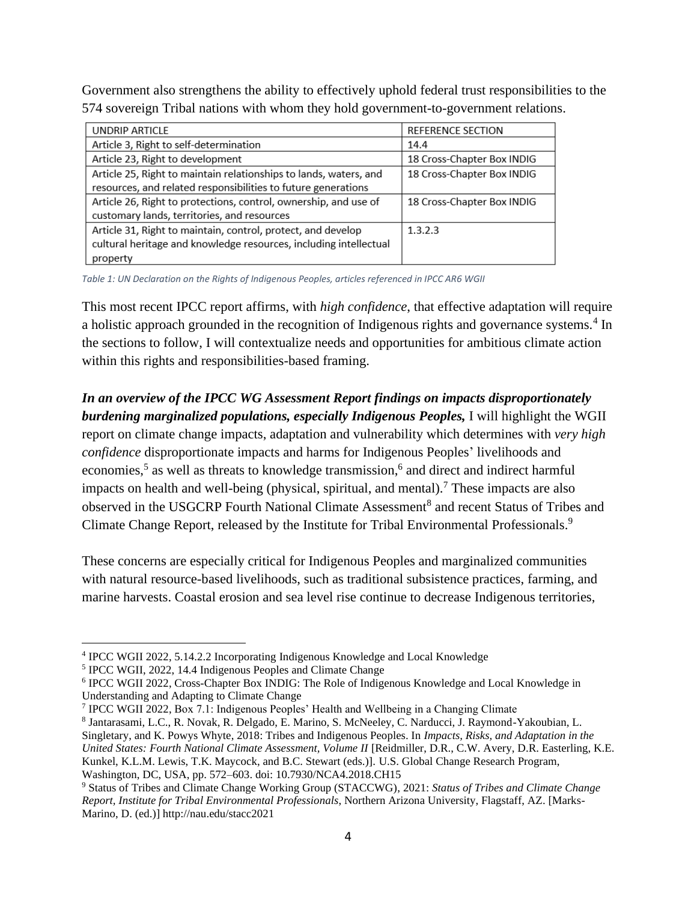Government also strengthens the ability to effectively uphold federal trust responsibilities to the 574 sovereign Tribal nations with whom they hold government-to-government relations.

| UNDRIP ARTICLE | REFERENCE SECTION |
|---|---|
| Article 3, Right to self-determination | 14.4 |
| Article 23, Right to development | 18 Cross-Chapter Box INDIG |
| Article 25, Right to maintain relationships to lands, waters, and resources, and related responsibilities to future generations | 18 Cross-Chapter Box INDIG |
| Article 26, Right to protections, control, ownership, and use of customary lands, territories, and resources | 18 Cross-Chapter Box INDIG |
| Article 31, Right to maintain, control, protect, and develop cultural heritage and knowledge resources, including intellectual property | 1.3.2.3 |

*Table 1: UN Declaration on the Rights of Indigenous Peoples, articles referenced in IPCC AR6 WGII*

This most recent IPCC report affirms, with *high confidence*, that effective adaptation will require a holistic approach grounded in the recognition of Indigenous rights and governance systems.[4] In the sections to follow, I will contextualize needs and opportunities for ambitious climate action within this rights and responsibilities-based framing.

***In an overview of the IPCC WG Assessment Report findings on impacts disproportionately burdening marginalized populations, especially Indigenous Peoples,*** I will highlight the WGII report on climate change impacts, adaptation and vulnerability which determines with *very high confidence* disproportionate impacts and harms for Indigenous Peoples' livelihoods and economies,[5] as well as threats to knowledge transmission,[6] and direct and indirect harmful impacts on health and well-being (physical, spiritual, and mental).[7] These impacts are also observed in the USGCRP Fourth National Climate Assessment[8] and recent Status of Tribes and Climate Change Report, released by the Institute for Tribal Environmental Professionals.[9]

These concerns are especially critical for Indigenous Peoples and marginalized communities with natural resource-based livelihoods, such as traditional subsistence practices, farming, and marine harvests. Coastal erosion and sea level rise continue to decrease Indigenous territories,

---

[4] IPCC WGII 2022, 5.14.2.2 Incorporating Indigenous Knowledge and Local Knowledge

[5] IPCC WGII, 2022, 14.4 Indigenous Peoples and Climate Change

[6] IPCC WGII 2022, Cross-Chapter Box INDIG: The Role of Indigenous Knowledge and Local Knowledge in Understanding and Adapting to Climate Change

[7] IPCC WGII 2022, Box 7.1: Indigenous Peoples' Health and Wellbeing in a Changing Climate

[8] Jantarasami, L.C., R. Novak, R. Delgado, E. Marino, S. McNeeley, C. Narducci, J. Raymond-Yakoubian, L. Singletary, and K. Powys Whyte, 2018: Tribes and Indigenous Peoples. In *Impacts, Risks, and Adaptation in the United States: Fourth National Climate Assessment, Volume II* [Reidmiller, D.R., C.W. Avery, D.R. Easterling, K.E. Kunkel, K.L.M. Lewis, T.K. Maycock, and B.C. Stewart (eds.)]. U.S. Global Change Research Program, Washington, DC, USA, pp. 572–603. doi: 10.7930/NCA4.2018.CH15

[9] Status of Tribes and Climate Change Working Group (STACCWG), 2021: *Status of Tribes and Climate Change Report, Institute for Tribal Environmental Professionals*, Northern Arizona University, Flagstaff, AZ. [Marks-Marino, D. (ed.)] http://nau.edu/stacc2021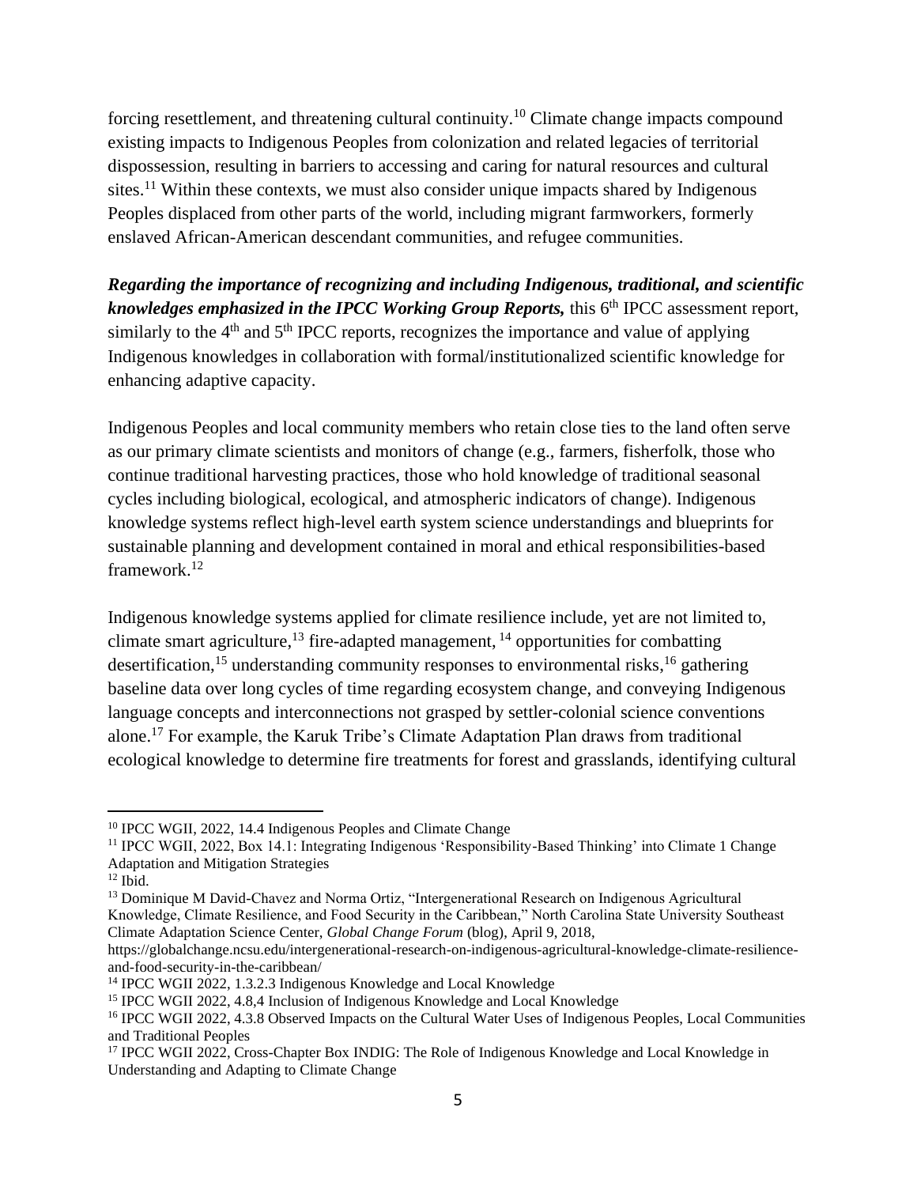forcing resettlement, and threatening cultural continuity.[10] Climate change impacts compound existing impacts to Indigenous Peoples from colonization and related legacies of territorial dispossession, resulting in barriers to accessing and caring for natural resources and cultural sites.[11] Within these contexts, we must also consider unique impacts shared by Indigenous Peoples displaced from other parts of the world, including migrant farmworkers, formerly enslaved African-American descendant communities, and refugee communities.

***Regarding the importance of recognizing and including Indigenous, traditional, and scientific knowledges emphasized in the IPCC Working Group Reports,*** this 6th IPCC assessment report, similarly to the 4th and 5th IPCC reports, recognizes the importance and value of applying Indigenous knowledges in collaboration with formal/institutionalized scientific knowledge for enhancing adaptive capacity.

Indigenous Peoples and local community members who retain close ties to the land often serve as our primary climate scientists and monitors of change (e.g., farmers, fisherfolk, those who continue traditional harvesting practices, those who hold knowledge of traditional seasonal cycles including biological, ecological, and atmospheric indicators of change). Indigenous knowledge systems reflect high-level earth system science understandings and blueprints for sustainable planning and development contained in moral and ethical responsibilities-based framework.[12]

Indigenous knowledge systems applied for climate resilience include, yet are not limited to, climate smart agriculture,[13] fire-adapted management,[14] opportunities for combatting desertification,[15] understanding community responses to environmental risks,[16] gathering baseline data over long cycles of time regarding ecosystem change, and conveying Indigenous language concepts and interconnections not grasped by settler-colonial science conventions alone.[17] For example, the Karuk Tribe's Climate Adaptation Plan draws from traditional ecological knowledge to determine fire treatments for forest and grasslands, identifying cultural

---

[10] IPCC WGII, 2022, 14.4 Indigenous Peoples and Climate Change

[11] IPCC WGII, 2022, Box 14.1: Integrating Indigenous 'Responsibility-Based Thinking' into Climate 1 Change Adaptation and Mitigation Strategies

[12] Ibid.

[13] Dominique M David-Chavez and Norma Ortiz, "Intergenerational Research on Indigenous Agricultural Knowledge, Climate Resilience, and Food Security in the Caribbean," North Carolina State University Southeast Climate Adaptation Science Center, *Global Change Forum* (blog), April 9, 2018, https://globalchange.ncsu.edu/intergenerational-research-on-indigenous-agricultural-knowledge-climate-resilience-and-food-security-in-the-caribbean/

[14] IPCC WGII 2022, 1.3.2.3 Indigenous Knowledge and Local Knowledge

[15] IPCC WGII 2022, 4.8,4 Inclusion of Indigenous Knowledge and Local Knowledge

[16] IPCC WGII 2022, 4.3.8 Observed Impacts on the Cultural Water Uses of Indigenous Peoples, Local Communities and Traditional Peoples

[17] IPCC WGII 2022, Cross-Chapter Box INDIG: The Role of Indigenous Knowledge and Local Knowledge in Understanding and Adapting to Climate Change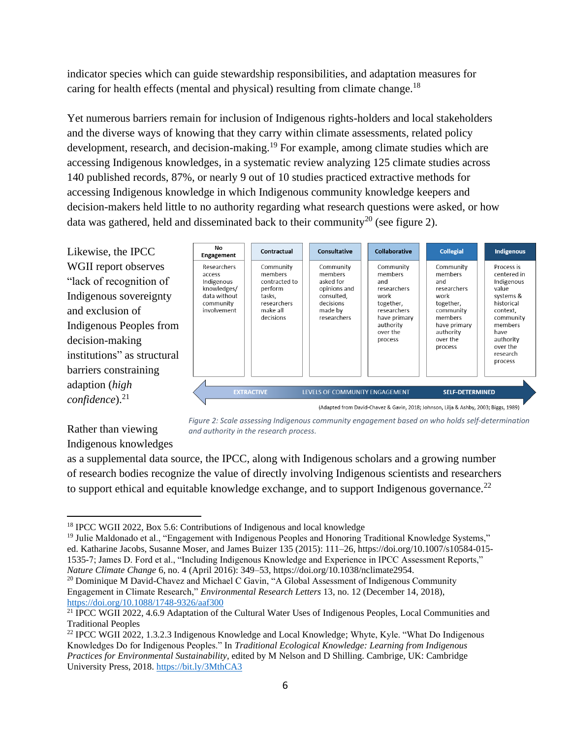indicator species which can guide stewardship responsibilities, and adaptation measures for caring for health effects (mental and physical) resulting from climate change.[18]

Yet numerous barriers remain for inclusion of Indigenous rights-holders and local stakeholders and the diverse ways of knowing that they carry within climate assessments, related policy development, research, and decision-making.[19] For example, among climate studies which are accessing Indigenous knowledges, in a systematic review analyzing 125 climate studies across 140 published records, 87%, or nearly 9 out of 10 studies practiced extractive methods for accessing Indigenous knowledge in which Indigenous community knowledge keepers and decision-makers held little to no authority regarding what research questions were asked, or how data was gathered, held and disseminated back to their community[20] (see figure 2).

Likewise, the IPCC WGII report observes "lack of recognition of Indigenous sovereignty and exclusion of Indigenous Peoples from decision-making institutions" as structural barriers constraining adaption (*high confidence*).[21]

| No Engagement | Contractual | Consultative | Collaborative | Collegial | Indigenous |
|---|---|---|---|---|---|
| Researchers access Indigenous knowledges/ data without community involvement | Community members contracted to perform tasks, researchers make all decisions | Community members asked for opinions and consulted, decisions made by researchers | Community members and researchers work together, researchers have primary authority over the process | Community members and researchers work together, community members have primary authority over the process | Process is centered in Indigenous value systems & historical context, community members have authority over the research process |

EXTRACTIVE ← LEVELS OF COMMUNITY ENGAGEMENT → SELF-DETERMINED

(Adapted from David-Chavez & Gavin, 2018; Johnson, Lilja & Ashby, 2003; Biggs, 1989)

*Figure 2: Scale assessing Indigenous community engagement based on who holds self-determination and authority in the research process.*

Rather than viewing Indigenous knowledges as a supplemental data source, the IPCC, along with Indigenous scholars and a growing number of research bodies recognize the value of directly involving Indigenous scientists and researchers to support ethical and equitable knowledge exchange, and to support Indigenous governance.[22]

---

[18] IPCC WGII 2022, Box 5.6: Contributions of Indigenous and local knowledge

[19] Julie Maldonado et al., "Engagement with Indigenous Peoples and Honoring Traditional Knowledge Systems," ed. Katharine Jacobs, Susanne Moser, and James Buizer 135 (2015): 111–26, https://doi.org/10.1007/s10584-015-1535-7; James D. Ford et al., "Including Indigenous Knowledge and Experience in IPCC Assessment Reports," *Nature Climate Change* 6, no. 4 (April 2016): 349–53, https://doi.org/10.1038/nclimate2954.

[20] Dominique M David-Chavez and Michael C Gavin, "A Global Assessment of Indigenous Community Engagement in Climate Research," *Environmental Research Letters* 13, no. 12 (December 14, 2018), https://doi.org/10.1088/1748-9326/aaf300

[21] IPCC WGII 2022, 4.6.9 Adaptation of the Cultural Water Uses of Indigenous Peoples, Local Communities and Traditional Peoples

[22] IPCC WGII 2022, 1.3.2.3 Indigenous Knowledge and Local Knowledge; Whyte, Kyle. "What Do Indigenous Knowledges Do for Indigenous Peoples." In *Traditional Ecological Knowledge: Learning from Indigenous Practices for Environmental Sustainability*, edited by M Nelson and D Shilling. Cambrige, UK: Cambridge University Press, 2018. https://bit.ly/3MthCA3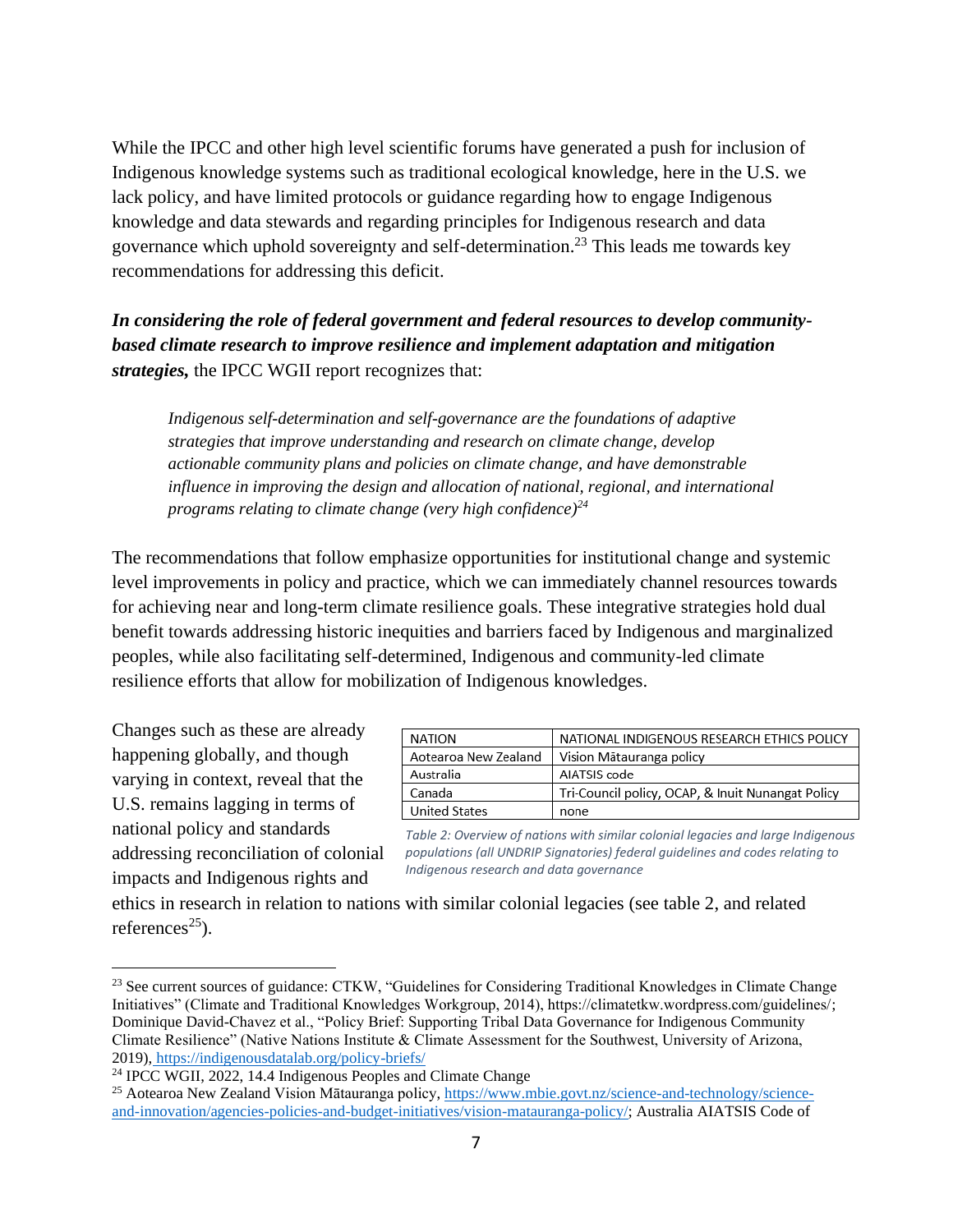While the IPCC and other high level scientific forums have generated a push for inclusion of Indigenous knowledge systems such as traditional ecological knowledge, here in the U.S. we lack policy, and have limited protocols or guidance regarding how to engage Indigenous knowledge and data stewards and regarding principles for Indigenous research and data governance which uphold sovereignty and self-determination.[23] This leads me towards key recommendations for addressing this deficit.

***In considering the role of federal government and federal resources to develop community-based climate research to improve resilience and implement adaptation and mitigation strategies,*** the IPCC WGII report recognizes that:

> *Indigenous self-determination and self-governance are the foundations of adaptive strategies that improve understanding and research on climate change, develop actionable community plans and policies on climate change, and have demonstrable influence in improving the design and allocation of national, regional, and international programs relating to climate change (very high confidence)*[24]

The recommendations that follow emphasize opportunities for institutional change and systemic level improvements in policy and practice, which we can immediately channel resources towards for achieving near and long-term climate resilience goals. These integrative strategies hold dual benefit towards addressing historic inequities and barriers faced by Indigenous and marginalized peoples, while also facilitating self-determined, Indigenous and community-led climate resilience efforts that allow for mobilization of Indigenous knowledges.

Changes such as these are already happening globally, and though varying in context, reveal that the U.S. remains lagging in terms of national policy and standards addressing reconciliation of colonial impacts and Indigenous rights and ethics in research in relation to nations with similar colonial legacies (see table 2, and related references[25]).

| NATION | NATIONAL INDIGENOUS RESEARCH ETHICS POLICY |
| --- | --- |
| Aotearoa New Zealand | Vision Mātauranga policy |
| Australia | AIATSIS code |
| Canada | Tri-Council policy, OCAP, & Inuit Nunangat Policy |
| United States | none |

*Table 2: Overview of nations with similar colonial legacies and large Indigenous populations (all UNDRIP Signatories) federal guidelines and codes relating to Indigenous research and data governance*

---

[23] See current sources of guidance: CTKW, "Guidelines for Considering Traditional Knowledges in Climate Change Initiatives" (Climate and Traditional Knowledges Workgroup, 2014), https://climatetkw.wordpress.com/guidelines/; Dominique David-Chavez et al., "Policy Brief: Supporting Tribal Data Governance for Indigenous Community Climate Resilience" (Native Nations Institute & Climate Assessment for the Southwest, University of Arizona, 2019), https://indigenousdatalab.org/policy-briefs/

[24] IPCC WGII, 2022, 14.4 Indigenous Peoples and Climate Change

[25] Aotearoa New Zealand Vision Mātauranga policy, https://www.mbie.govt.nz/science-and-technology/science-and-innovation/agencies-policies-and-budget-initiatives/vision-matauranga-policy/; Australia AIATSIS Code of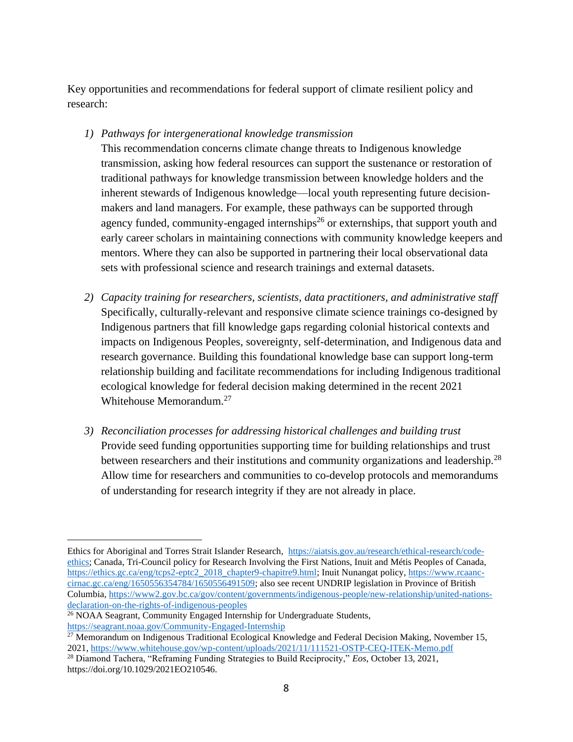Key opportunities and recommendations for federal support of climate resilient policy and research:

1) *Pathways for intergenerational knowledge transmission*
   This recommendation concerns climate change threats to Indigenous knowledge transmission, asking how federal resources can support the sustenance or restoration of traditional pathways for knowledge transmission between knowledge holders and the inherent stewards of Indigenous knowledge—local youth representing future decision-makers and land managers. For example, these pathways can be supported through agency funded, community-engaged internships[26] or externships, that support youth and early career scholars in maintaining connections with community knowledge keepers and mentors. Where they can also be supported in partnering their local observational data sets with professional science and research trainings and external datasets.

2) *Capacity training for researchers, scientists, data practitioners, and administrative staff*
   Specifically, culturally-relevant and responsive climate science trainings co-designed by Indigenous partners that fill knowledge gaps regarding colonial historical contexts and impacts on Indigenous Peoples, sovereignty, self-determination, and Indigenous data and research governance. Building this foundational knowledge base can support long-term relationship building and facilitate recommendations for including Indigenous traditional ecological knowledge for federal decision making determined in the recent 2021 Whitehouse Memorandum.[27]

3) *Reconciliation processes for addressing historical challenges and building trust*
   Provide seed funding opportunities supporting time for building relationships and trust between researchers and their institutions and community organizations and leadership.[28] Allow time for researchers and communities to co-develop protocols and memorandums of understanding for research integrity if they are not already in place.

---

Ethics for Aboriginal and Torres Strait Islander Research, https://aiatsis.gov.au/research/ethical-research/code-ethics; Canada, Tri-Council policy for Research Involving the First Nations, Inuit and Métis Peoples of Canada, https://ethics.gc.ca/eng/tcps2-eptc2_2018_chapter9-chapitre9.html; Inuit Nunangat policy, https://www.rcaanc-cirnac.gc.ca/eng/1650556354784/1650556491509; also see recent UNDRIP legislation in Province of British Columbia, https://www2.gov.bc.ca/gov/content/governments/indigenous-people/new-relationship/united-nations-declaration-on-the-rights-of-indigenous-peoples

[26] NOAA Seagrant, Community Engaged Internship for Undergraduate Students, https://seagrant.noaa.gov/Community-Engaged-Internship

[27] Memorandum on Indigenous Traditional Ecological Knowledge and Federal Decision Making, November 15, 2021, https://www.whitehouse.gov/wp-content/uploads/2021/11/111521-OSTP-CEQ-ITEK-Memo.pdf

[28] Diamond Tachera, "Reframing Funding Strategies to Build Reciprocity," *Eos,* October 13, 2021, https://doi.org/10.1029/2021EO210546.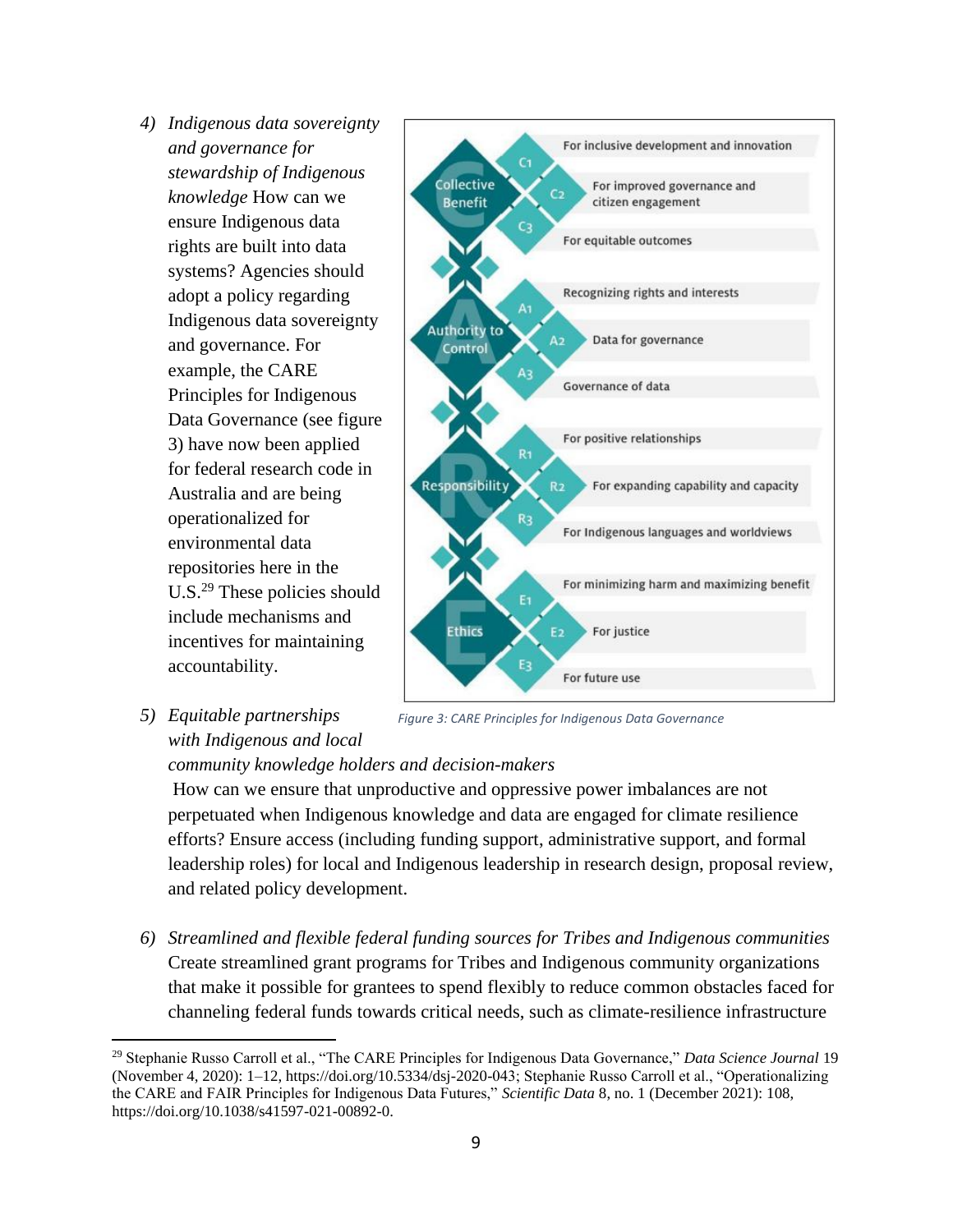4) *Indigenous data sovereignty and governance for stewardship of Indigenous knowledge* How can we ensure Indigenous data rights are built into data systems? Agencies should adopt a policy regarding Indigenous data sovereignty and governance. For example, the CARE Principles for Indigenous Data Governance (see figure 3) have now been applied for federal research code in Australia and are being operationalized for environmental data repositories here in the U.S.[29] These policies should include mechanisms and incentives for maintaining accountability.

| Principle | | |
|---|---|---|
| Collective Benefit | C1 | For inclusive development and innovation |
| | C2 | For improved governance and citizen engagement |
| | C3 | For equitable outcomes |
| Authority to Control | A1 | Recognizing rights and interests |
| | A2 | Data for governance |
| | A3 | Governance of data |
| Responsibility | R1 | For positive relationships |
| | R2 | For expanding capability and capacity |
| | R3 | For Indigenous languages and worldviews |
| Ethics | E1 | For minimizing harm and maximizing benefit |
| | E2 | For justice |
| | E3 | For future use |

*Figure 3: CARE Principles for Indigenous Data Governance*

5) *Equitable partnerships with Indigenous and local community knowledge holders and decision-makers*
How can we ensure that unproductive and oppressive power imbalances are not perpetuated when Indigenous knowledge and data are engaged for climate resilience efforts? Ensure access (including funding support, administrative support, and formal leadership roles) for local and Indigenous leadership in research design, proposal review, and related policy development.

6) *Streamlined and flexible federal funding sources for Tribes and Indigenous communities*
Create streamlined grant programs for Tribes and Indigenous community organizations that make it possible for grantees to spend flexibly to reduce common obstacles faced for channeling federal funds towards critical needs, such as climate-resilience infrastructure

---

[29] Stephanie Russo Carroll et al., "The CARE Principles for Indigenous Data Governance," *Data Science Journal* 19 (November 4, 2020): 1–12, https://doi.org/10.5334/dsj-2020-043; Stephanie Russo Carroll et al., "Operationalizing the CARE and FAIR Principles for Indigenous Data Futures," *Scientific Data* 8, no. 1 (December 2021): 108, https://doi.org/10.1038/s41597-021-00892-0.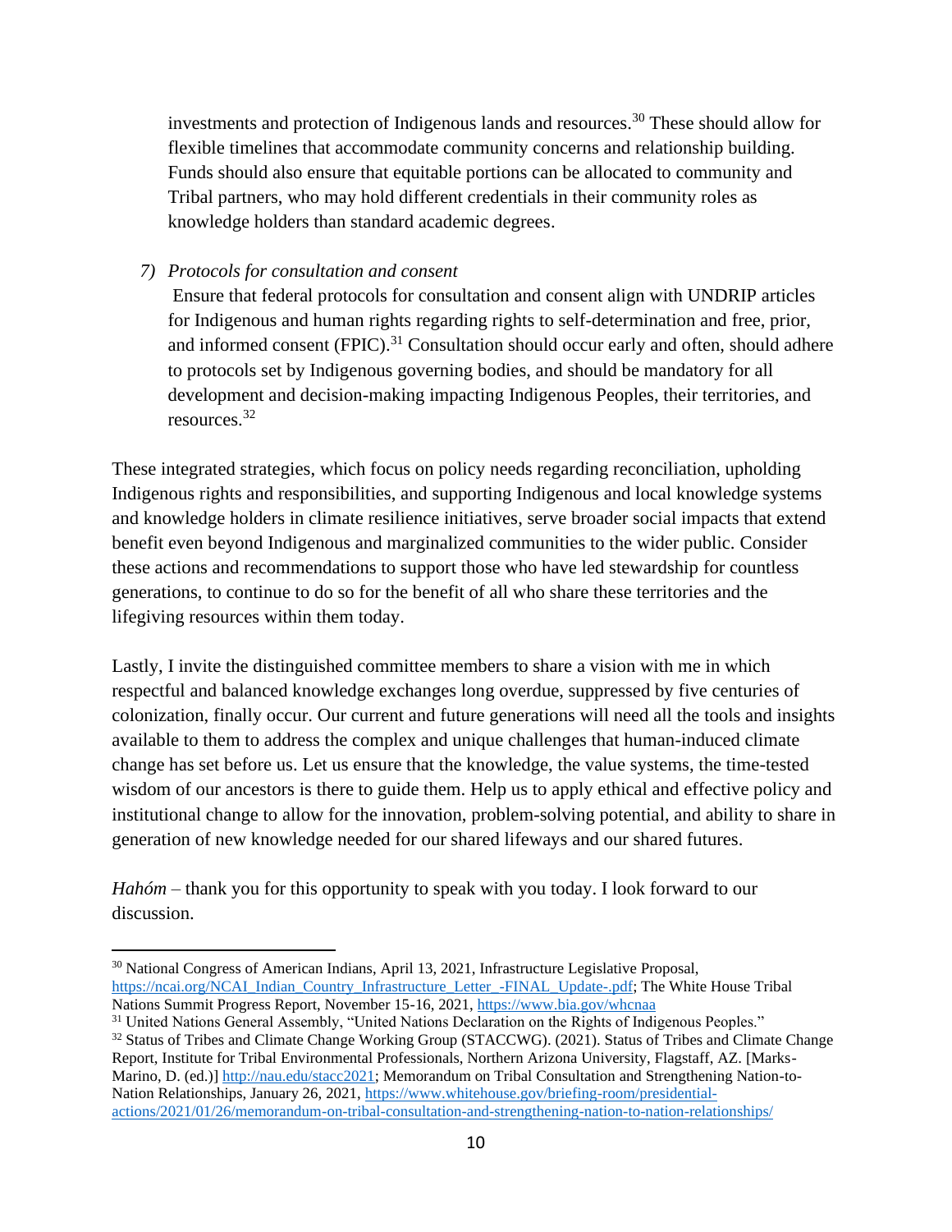investments and protection of Indigenous lands and resources.[30] These should allow for flexible timelines that accommodate community concerns and relationship building. Funds should also ensure that equitable portions can be allocated to community and Tribal partners, who may hold different credentials in their community roles as knowledge holders than standard academic degrees.

7) *Protocols for consultation and consent*

   Ensure that federal protocols for consultation and consent align with UNDRIP articles for Indigenous and human rights regarding rights to self-determination and free, prior, and informed consent (FPIC).[31] Consultation should occur early and often, should adhere to protocols set by Indigenous governing bodies, and should be mandatory for all development and decision-making impacting Indigenous Peoples, their territories, and resources.[32]

These integrated strategies, which focus on policy needs regarding reconciliation, upholding Indigenous rights and responsibilities, and supporting Indigenous and local knowledge systems and knowledge holders in climate resilience initiatives, serve broader social impacts that extend benefit even beyond Indigenous and marginalized communities to the wider public. Consider these actions and recommendations to support those who have led stewardship for countless generations, to continue to do so for the benefit of all who share these territories and the lifegiving resources within them today.

Lastly, I invite the distinguished committee members to share a vision with me in which respectful and balanced knowledge exchanges long overdue, suppressed by five centuries of colonization, finally occur. Our current and future generations will need all the tools and insights available to them to address the complex and unique challenges that human-induced climate change has set before us. Let us ensure that the knowledge, the value systems, the time-tested wisdom of our ancestors is there to guide them. Help us to apply ethical and effective policy and institutional change to allow for the innovation, problem-solving potential, and ability to share in generation of new knowledge needed for our shared lifeways and our shared futures.

*Hahóm* – thank you for this opportunity to speak with you today. I look forward to our discussion.

---

[30] National Congress of American Indians, April 13, 2021, Infrastructure Legislative Proposal, https://ncai.org/NCAI_Indian_Country_Infrastructure_Letter_-FINAL_Update-.pdf; The White House Tribal Nations Summit Progress Report, November 15-16, 2021, https://www.bia.gov/whcnaa

[31] United Nations General Assembly, "United Nations Declaration on the Rights of Indigenous Peoples."

[32] Status of Tribes and Climate Change Working Group (STACCWG). (2021). Status of Tribes and Climate Change Report, Institute for Tribal Environmental Professionals, Northern Arizona University, Flagstaff, AZ. [Marks-Marino, D. (ed.)] http://nau.edu/stacc2021; Memorandum on Tribal Consultation and Strengthening Nation-to-Nation Relationships, January 26, 2021, https://www.whitehouse.gov/briefing-room/presidential-actions/2021/01/26/memorandum-on-tribal-consultation-and-strengthening-nation-to-nation-relationships/